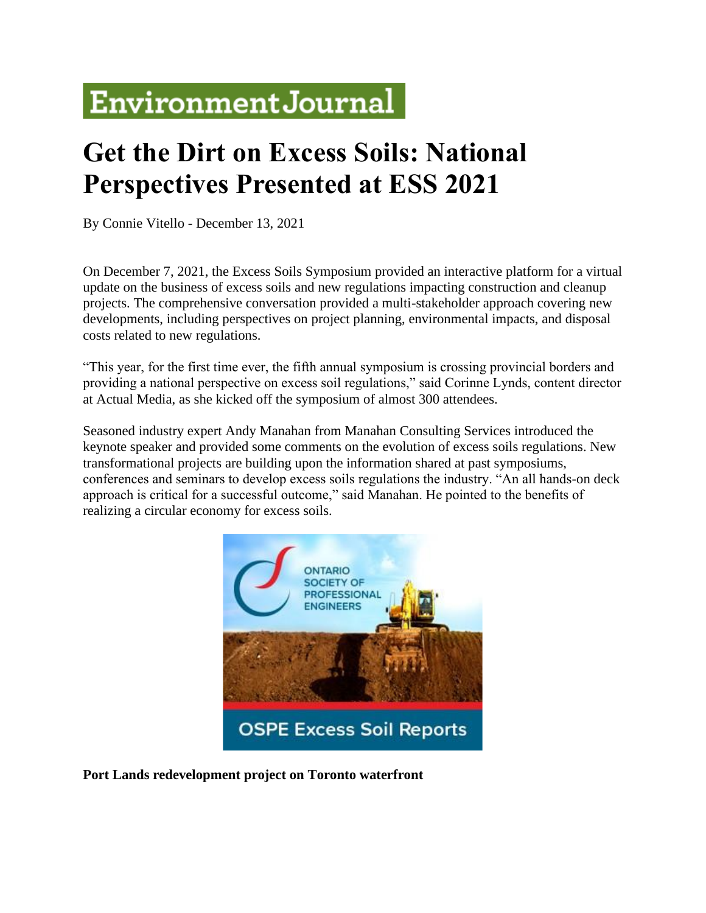# Environment Journal

# Get the Dirt on Excess Soils: National Perspectives Presented at ESS 2021

By Connie Vitello - December 13, 2021

On December 7, 2021, the Excess Soils Symposium provided an interactive platform for a virtual update on the business of excess soils and new regulations impacting construction and cleanup projects. The comprehensive conversation provided a multi-stakeholder approach covering new developments, including perspectives on project planning, environmental impacts, and disposal costs related to new regulations.

"This year, for the first time ever, the fifth annual symposium is crossing provincial borders and providing a national perspective on excess soil regulations," said Corinne Lynds, content director at Actual Media, as she kicked off the symposium of almost 300 attendees.

Seasoned industry expert Andy Manahan from Manahan Consulting Services introduced the keynote speaker and provided some comments on the evolution of excess soils regulations. New transformational projects are building upon the information shared at past symposiums, conferences and seminars to develop excess soils regulations the industry. "An all hands-on deck approach is critical for a successful outcome," said Manahan. He pointed to the benefits of realizing a circular economy for excess soils.

ONTARIO SOCIETY OF PROFESSIONAL ENGINEERS

OSPE Excess Soil Reports

**Port Lands redevelopment project on Toronto waterfront**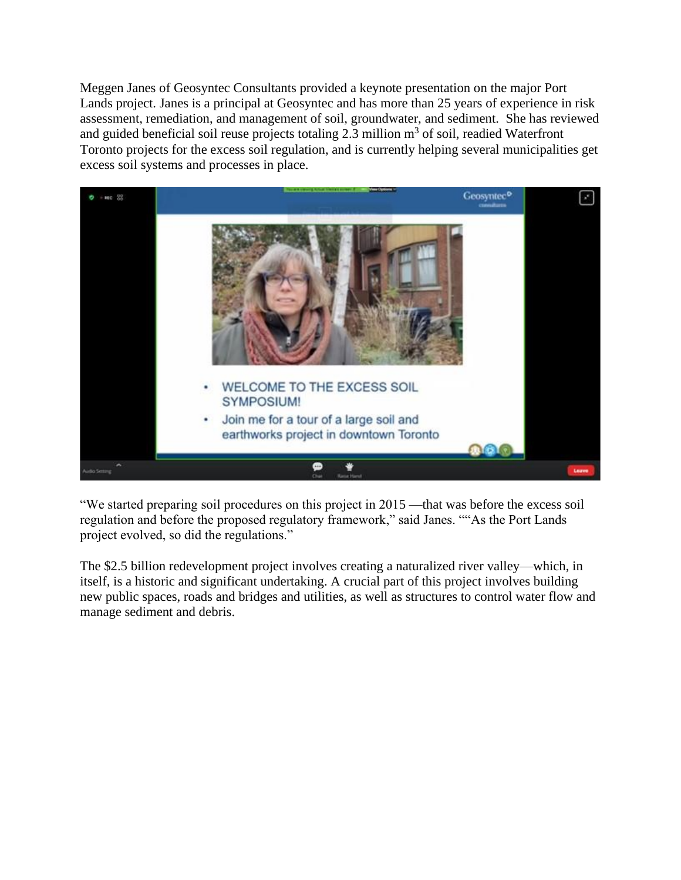Meggen Janes of Geosyntec Consultants provided a keynote presentation on the major Port Lands project. Janes is a principal at Geosyntec and has more than 25 years of experience in risk assessment, remediation, and management of soil, groundwater, and sediment. She has reviewed and guided beneficial soil reuse projects totaling 2.3 million $m^3$ of soil, readied Waterfront Toronto projects for the excess soil regulation, and is currently helping several municipalities get excess soil systems and processes in place.

"We started preparing soil procedures on this project in 2015 —that was before the excess soil regulation and before the proposed regulatory framework," said Janes. ""As the Port Lands project evolved, so did the regulations."

The $2.5 billion redevelopment project involves creating a naturalized river valley—which, in itself, is a historic and significant undertaking. A crucial part of this project involves building new public spaces, roads and bridges and utilities, as well as structures to control water flow and manage sediment and debris.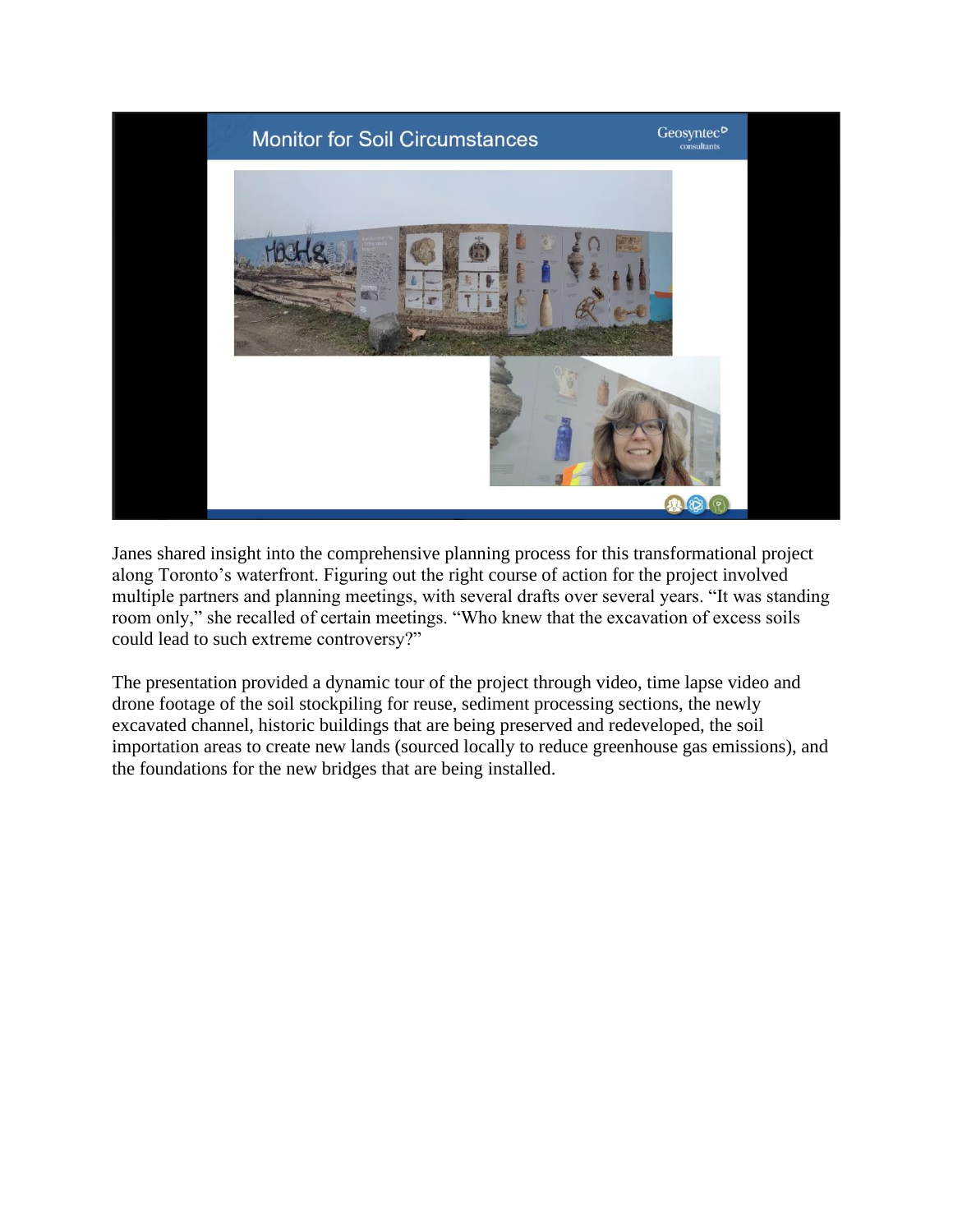Janes shared insight into the comprehensive planning process for this transformational project along Toronto's waterfront. Figuring out the right course of action for the project involved multiple partners and planning meetings, with several drafts over several years. "It was standing room only," she recalled of certain meetings. "Who knew that the excavation of excess soils could lead to such extreme controversy?"

The presentation provided a dynamic tour of the project through video, time lapse video and drone footage of the soil stockpiling for reuse, sediment processing sections, the newly excavated channel, historic buildings that are being preserved and redeveloped, the soil importation areas to create new lands (sourced locally to reduce greenhouse gas emissions), and the foundations for the new bridges that are being installed.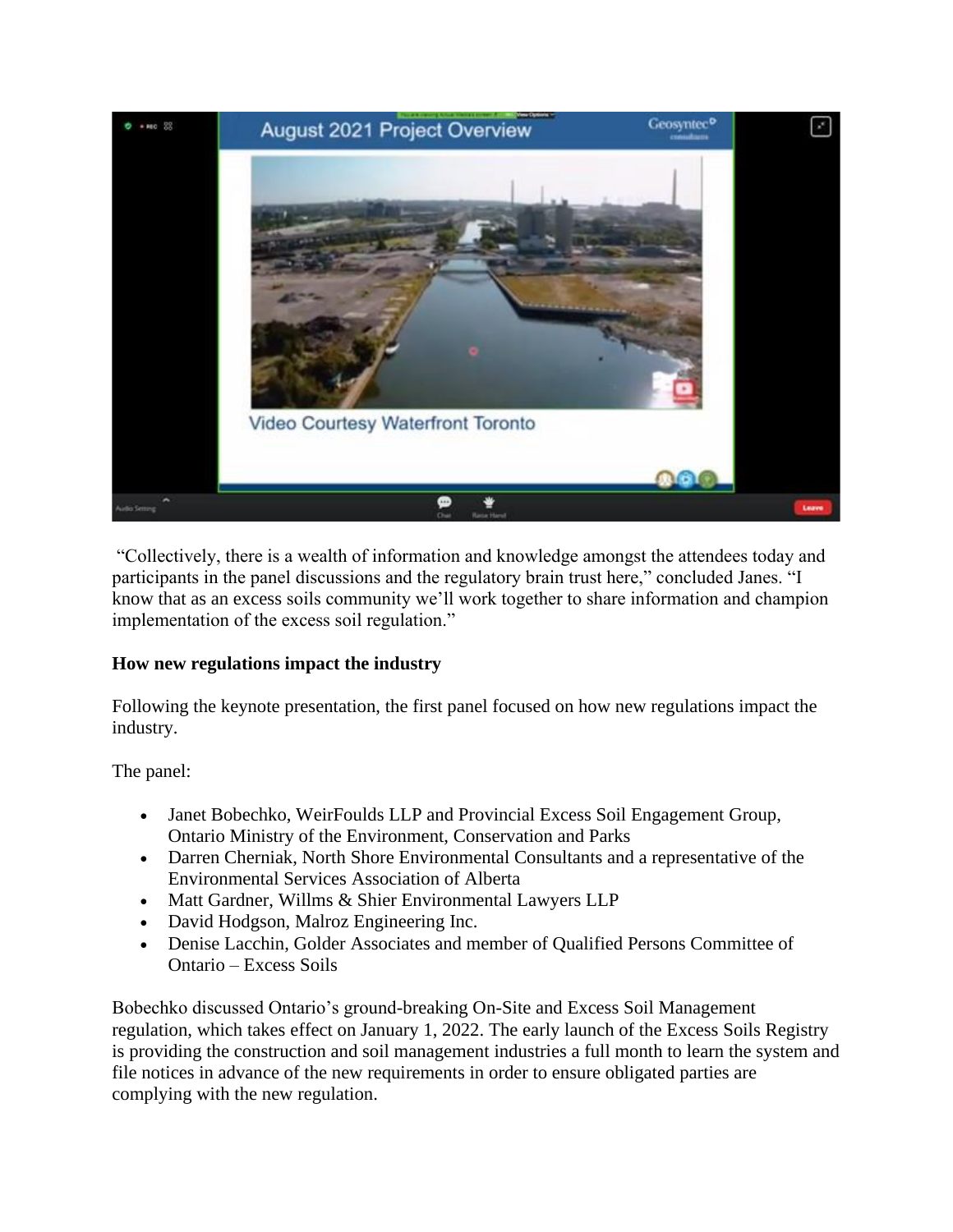"Collectively, there is a wealth of information and knowledge amongst the attendees today and participants in the panel discussions and the regulatory brain trust here," concluded Janes. "I know that as an excess soils community we'll work together to share information and champion implementation of the excess soil regulation."

**How new regulations impact the industry**

Following the keynote presentation, the first panel focused on how new regulations impact the industry.

The panel:

- Janet Bobechko, WeirFoulds LLP and Provincial Excess Soil Engagement Group, Ontario Ministry of the Environment, Conservation and Parks
- Darren Cherniak, North Shore Environmental Consultants and a representative of the Environmental Services Association of Alberta
- Matt Gardner, Willms & Shier Environmental Lawyers LLP
- David Hodgson, Malroz Engineering Inc.
- Denise Lacchin, Golder Associates and member of Qualified Persons Committee of Ontario – Excess Soils

Bobechko discussed Ontario's ground-breaking On-Site and Excess Soil Management regulation, which takes effect on January 1, 2022. The early launch of the Excess Soils Registry is providing the construction and soil management industries a full month to learn the system and file notices in advance of the new requirements in order to ensure obligated parties are complying with the new regulation.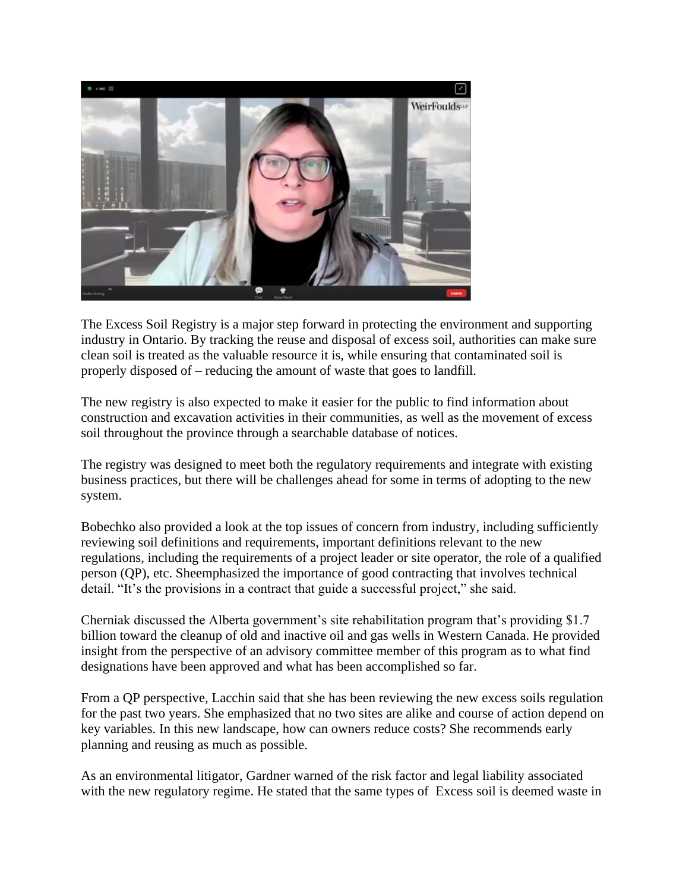The Excess Soil Registry is a major step forward in protecting the environment and supporting industry in Ontario. By tracking the reuse and disposal of excess soil, authorities can make sure clean soil is treated as the valuable resource it is, while ensuring that contaminated soil is properly disposed of – reducing the amount of waste that goes to landfill.

The new registry is also expected to make it easier for the public to find information about construction and excavation activities in their communities, as well as the movement of excess soil throughout the province through a searchable database of notices.

The registry was designed to meet both the regulatory requirements and integrate with existing business practices, but there will be challenges ahead for some in terms of adopting to the new system.

Bobechko also provided a look at the top issues of concern from industry, including sufficiently reviewing soil definitions and requirements, important definitions relevant to the new regulations, including the requirements of a project leader or site operator, the role of a qualified person (QP), etc. Sheemphasized the importance of good contracting that involves technical detail. "It's the provisions in a contract that guide a successful project," she said.

Cherniak discussed the Alberta government's site rehabilitation program that's providing $1.7 billion toward the cleanup of old and inactive oil and gas wells in Western Canada. He provided insight from the perspective of an advisory committee member of this program as to what find designations have been approved and what has been accomplished so far.

From a QP perspective, Lacchin said that she has been reviewing the new excess soils regulation for the past two years. She emphasized that no two sites are alike and course of action depend on key variables. In this new landscape, how can owners reduce costs? She recommends early planning and reusing as much as possible.

As an environmental litigator, Gardner warned of the risk factor and legal liability associated with the new regulatory regime. He stated that the same types of  Excess soil is deemed waste in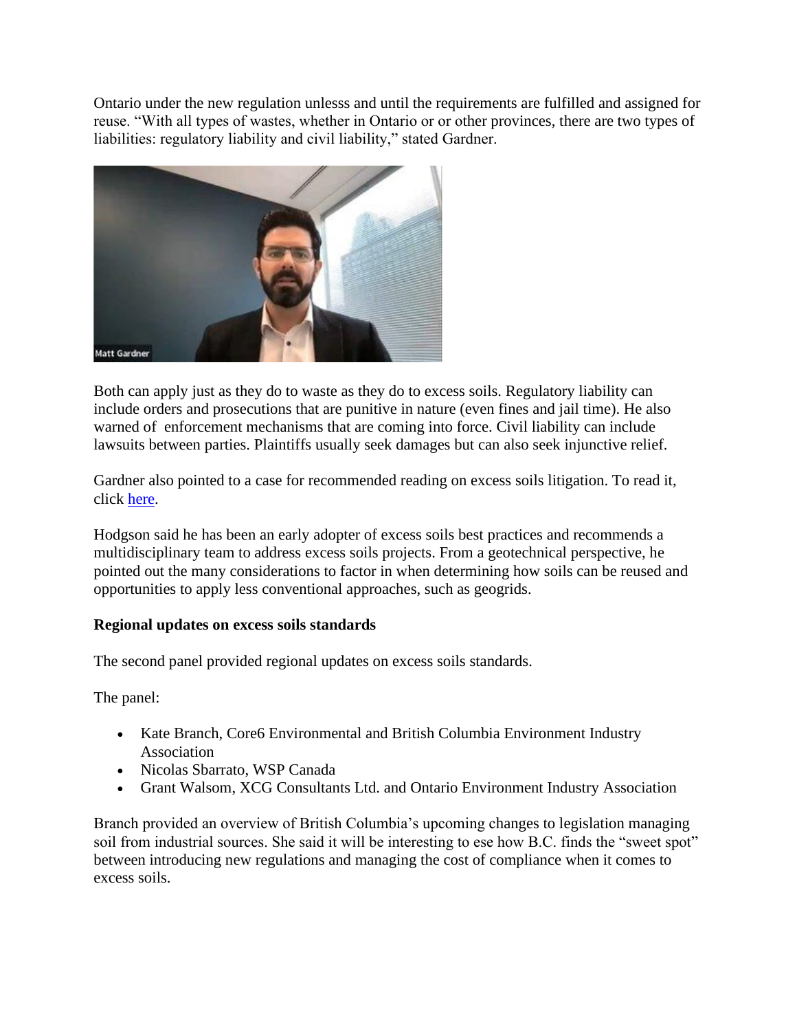Ontario under the new regulation unlesss and until the requirements are fulfilled and assigned for reuse. "With all types of wastes, whether in Ontario or or other provinces, there are two types of liabilities: regulatory liability and civil liability," stated Gardner.

Both can apply just as they do to waste as they do to excess soils. Regulatory liability can include orders and prosecutions that are punitive in nature (even fines and jail time). He also warned of enforcement mechanisms that are coming into force. Civil liability can include lawsuits between parties. Plaintiffs usually seek damages but can also seek injunctive relief.

Gardner also pointed to a case for recommended reading on excess soils litigation. To read it, click here.

Hodgson said he has been an early adopter of excess soils best practices and recommends a multidisciplinary team to address excess soils projects. From a geotechnical perspective, he pointed out the many considerations to factor in when determining how soils can be reused and opportunities to apply less conventional approaches, such as geogrids.

**Regional updates on excess soils standards**

The second panel provided regional updates on excess soils standards.

The panel:

- Kate Branch, Core6 Environmental and British Columbia Environment Industry Association
- Nicolas Sbarrato, WSP Canada
- Grant Walsom, XCG Consultants Ltd. and Ontario Environment Industry Association

Branch provided an overview of British Columbia's upcoming changes to legislation managing soil from industrial sources. She said it will be interesting to ese how B.C. finds the "sweet spot" between introducing new regulations and managing the cost of compliance when it comes to excess soils.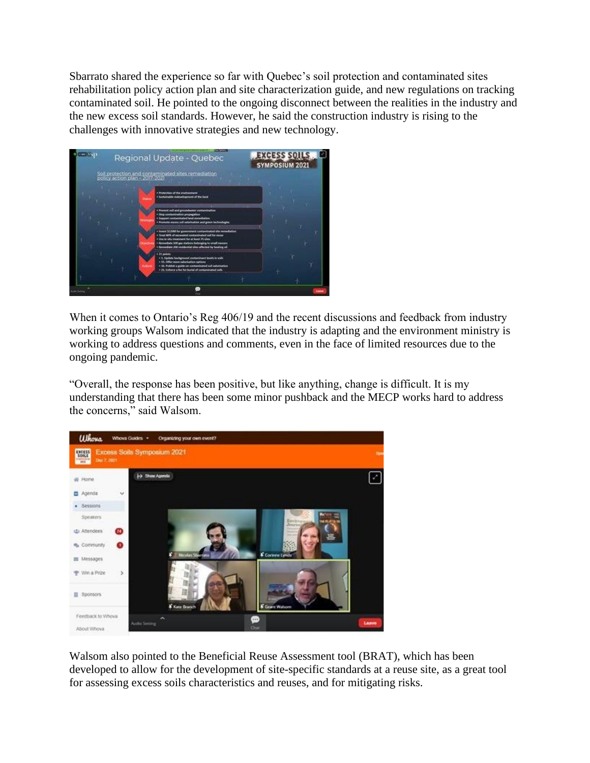Sbarrato shared the experience so far with Quebec's soil protection and contaminated sites rehabilitation policy action plan and site characterization guide, and new regulations on tracking contaminated soil. He pointed to the ongoing disconnect between the realities in the industry and the new excess soil standards. However, he said the construction industry is rising to the challenges with innovative strategies and new technology.

When it comes to Ontario's Reg 406/19 and the recent discussions and feedback from industry working groups Walsom indicated that the industry is adapting and the environment ministry is working to address questions and comments, even in the face of limited resources due to the ongoing pandemic.

"Overall, the response has been positive, but like anything, change is difficult. It is my understanding that there has been some minor pushback and the MECP works hard to address the concerns," said Walsom.

Walsom also pointed to the Beneficial Reuse Assessment tool (BRAT), which has been developed to allow for the development of site-specific standards at a reuse site, as a great tool for assessing excess soils characteristics and reuses, and for mitigating risks.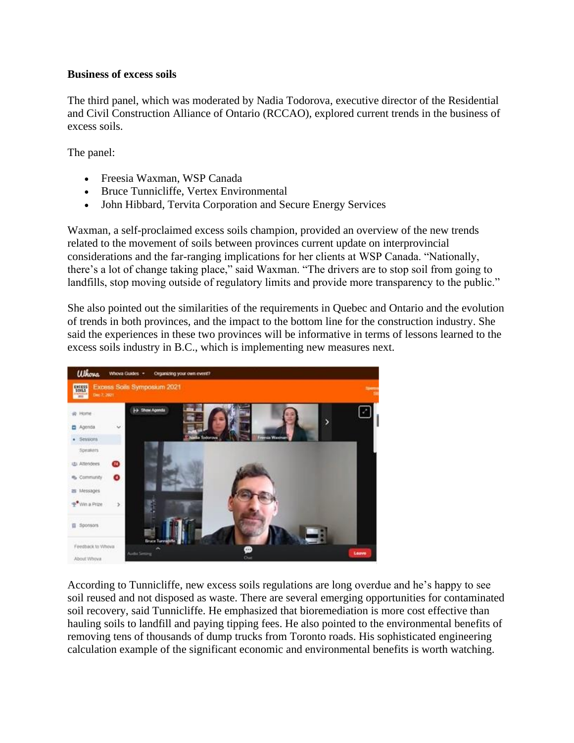**Business of excess soils**

The third panel, which was moderated by Nadia Todorova, executive director of the Residential and Civil Construction Alliance of Ontario (RCCAO), explored current trends in the business of excess soils.

The panel:

- Freesia Waxman, WSP Canada
- Bruce Tunnicliffe, Vertex Environmental
- John Hibbard, Tervita Corporation and Secure Energy Services

Waxman, a self-proclaimed excess soils champion, provided an overview of the new trends related to the movement of soils between provinces current update on interprovincial considerations and the far-ranging implications for her clients at WSP Canada. "Nationally, there's a lot of change taking place," said Waxman. "The drivers are to stop soil from going to landfills, stop moving outside of regulatory limits and provide more transparency to the public."

She also pointed out the similarities of the requirements in Quebec and Ontario and the evolution of trends in both provinces, and the impact to the bottom line for the construction industry. She said the experiences in these two provinces will be informative in terms of lessons learned to the excess soils industry in B.C., which is implementing new measures next.

According to Tunnicliffe, new excess soils regulations are long overdue and he's happy to see soil reused and not disposed as waste. There are several emerging opportunities for contaminated soil recovery, said Tunnicliffe. He emphasized that bioremediation is more cost effective than hauling soils to landfill and paying tipping fees. He also pointed to the environmental benefits of removing tens of thousands of dump trucks from Toronto roads. His sophisticated engineering calculation example of the significant economic and environmental benefits is worth watching.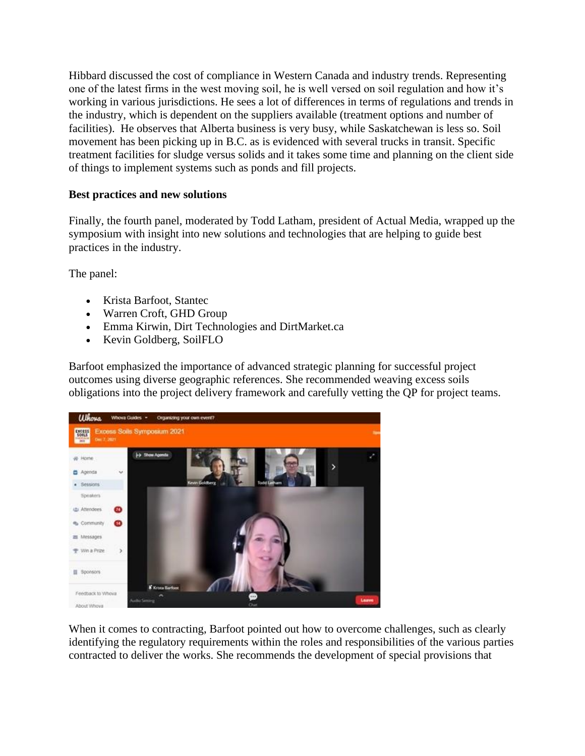Hibbard discussed the cost of compliance in Western Canada and industry trends. Representing one of the latest firms in the west moving soil, he is well versed on soil regulation and how it's working in various jurisdictions. He sees a lot of differences in terms of regulations and trends in the industry, which is dependent on the suppliers available (treatment options and number of facilities). He observes that Alberta business is very busy, while Saskatchewan is less so. Soil movement has been picking up in B.C. as is evidenced with several trucks in transit. Specific treatment facilities for sludge versus solids and it takes some time and planning on the client side of things to implement systems such as ponds and fill projects.

**Best practices and new solutions**

Finally, the fourth panel, moderated by Todd Latham, president of Actual Media, wrapped up the symposium with insight into new solutions and technologies that are helping to guide best practices in the industry.

The panel:

- Krista Barfoot, Stantec
- Warren Croft, GHD Group
- Emma Kirwin, Dirt Technologies and DirtMarket.ca
- Kevin Goldberg, SoilFLO

Barfoot emphasized the importance of advanced strategic planning for successful project outcomes using diverse geographic references. She recommended weaving excess soils obligations into the project delivery framework and carefully vetting the QP for project teams.

When it comes to contracting, Barfoot pointed out how to overcome challenges, such as clearly identifying the regulatory requirements within the roles and responsibilities of the various parties contracted to deliver the works. She recommends the development of special provisions that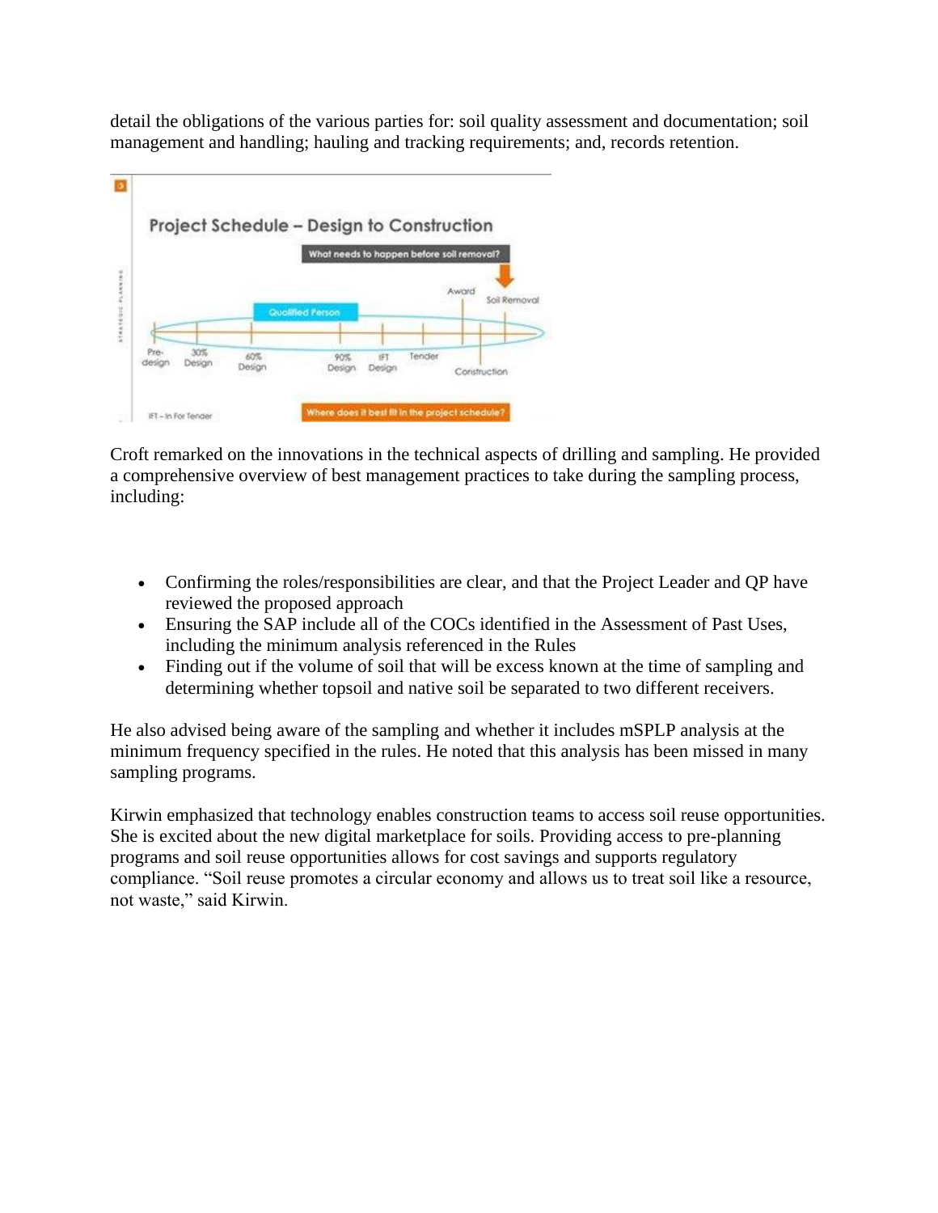detail the obligations of the various parties for: soil quality assessment and documentation; soil management and handling; hauling and tracking requirements; and, records retention.

Croft remarked on the innovations in the technical aspects of drilling and sampling. He provided a comprehensive overview of best management practices to take during the sampling process, including:

- Confirming the roles/responsibilities are clear, and that the Project Leader and QP have reviewed the proposed approach
- Ensuring the SAP include all of the COCs identified in the Assessment of Past Uses, including the minimum analysis referenced in the Rules
- Finding out if the volume of soil that will be excess known at the time of sampling and determining whether topsoil and native soil be separated to two different receivers.

He also advised being aware of the sampling and whether it includes mSPLP analysis at the minimum frequency specified in the rules. He noted that this analysis has been missed in many sampling programs.

Kirwin emphasized that technology enables construction teams to access soil reuse opportunities. She is excited about the new digital marketplace for soils. Providing access to pre-planning programs and soil reuse opportunities allows for cost savings and supports regulatory compliance. "Soil reuse promotes a circular economy and allows us to treat soil like a resource, not waste," said Kirwin.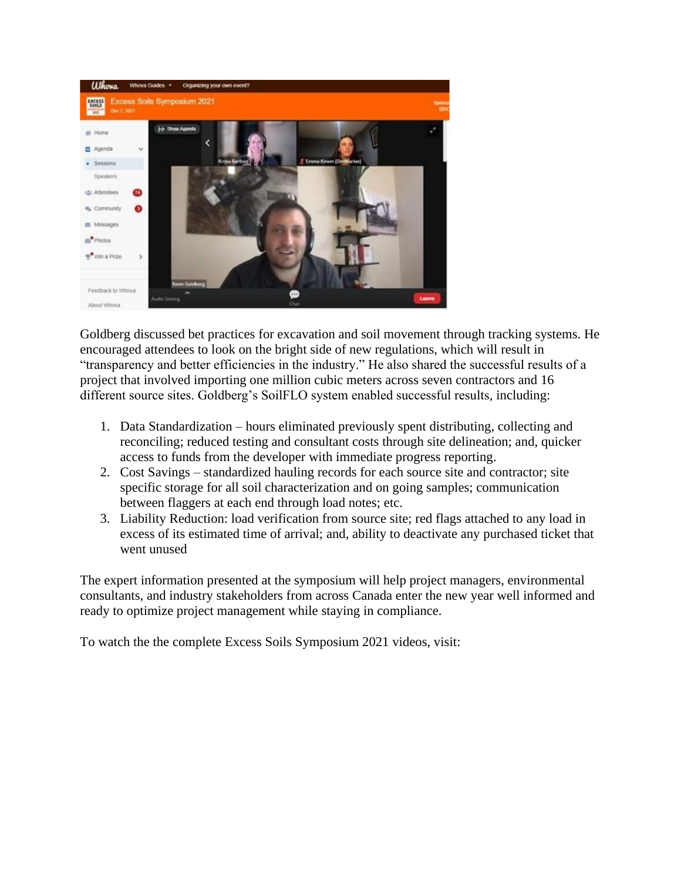Goldberg discussed bet practices for excavation and soil movement through tracking systems. He encouraged attendees to look on the bright side of new regulations, which will result in "transparency and better efficiencies in the industry." He also shared the successful results of a project that involved importing one million cubic meters across seven contractors and 16 different source sites. Goldberg's SoilFLO system enabled successful results, including:

1. Data Standardization – hours eliminated previously spent distributing, collecting and reconciling; reduced testing and consultant costs through site delineation; and, quicker access to funds from the developer with immediate progress reporting.
2. Cost Savings – standardized hauling records for each source site and contractor; site specific storage for all soil characterization and on going samples; communication between flaggers at each end through load notes; etc.
3. Liability Reduction: load verification from source site; red flags attached to any load in excess of its estimated time of arrival; and, ability to deactivate any purchased ticket that went unused

The expert information presented at the symposium will help project managers, environmental consultants, and industry stakeholders from across Canada enter the new year well informed and ready to optimize project management while staying in compliance.

To watch the the complete Excess Soils Symposium 2021 videos, visit: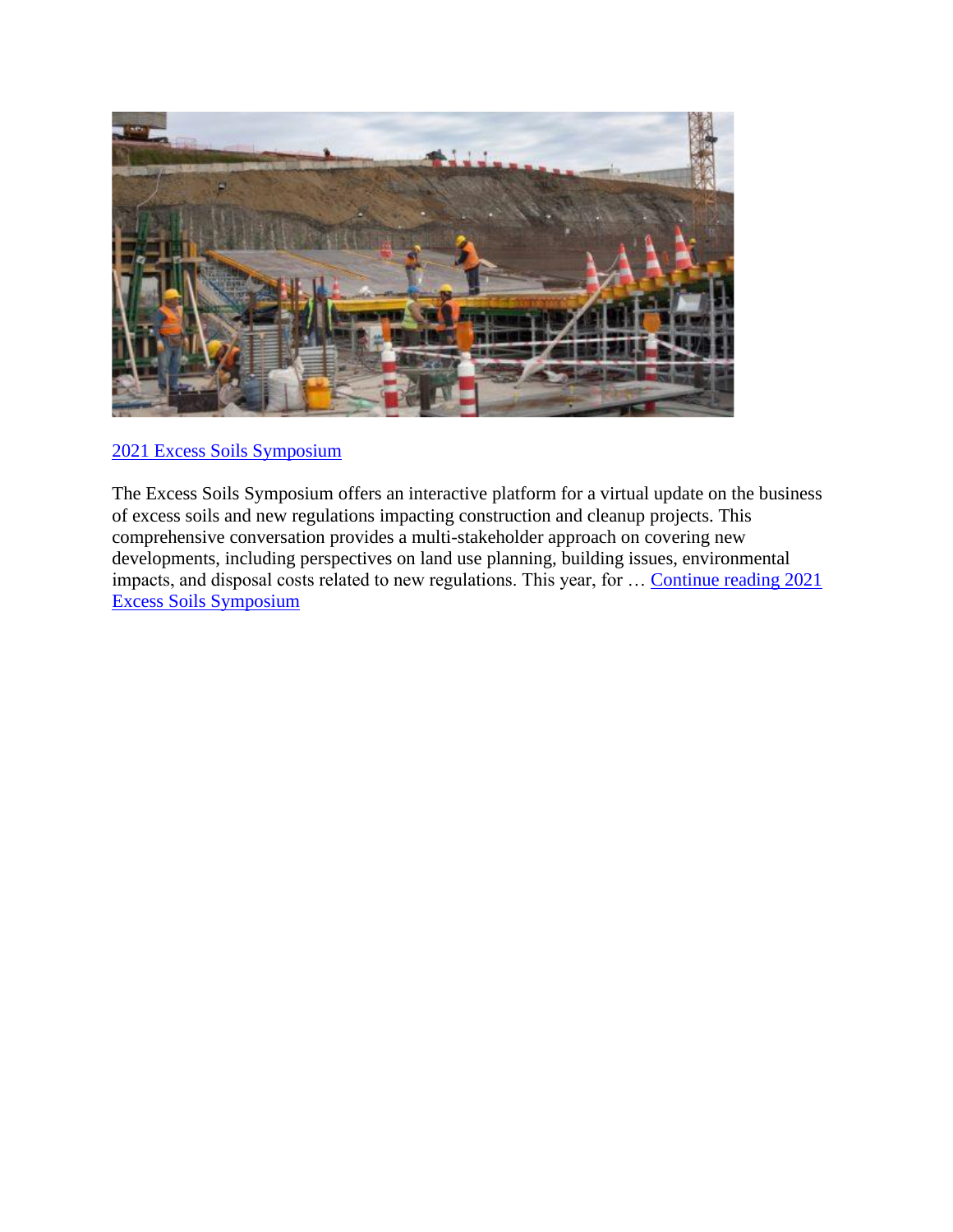[2021 Excess Soils Symposium]

The Excess Soils Symposium offers an interactive platform for a virtual update on the business of excess soils and new regulations impacting construction and cleanup projects. This comprehensive conversation provides a multi-stakeholder approach on covering new developments, including perspectives on land use planning, building issues, environmental impacts, and disposal costs related to new regulations. This year, for … [Continue reading 2021 Excess Soils Symposium]